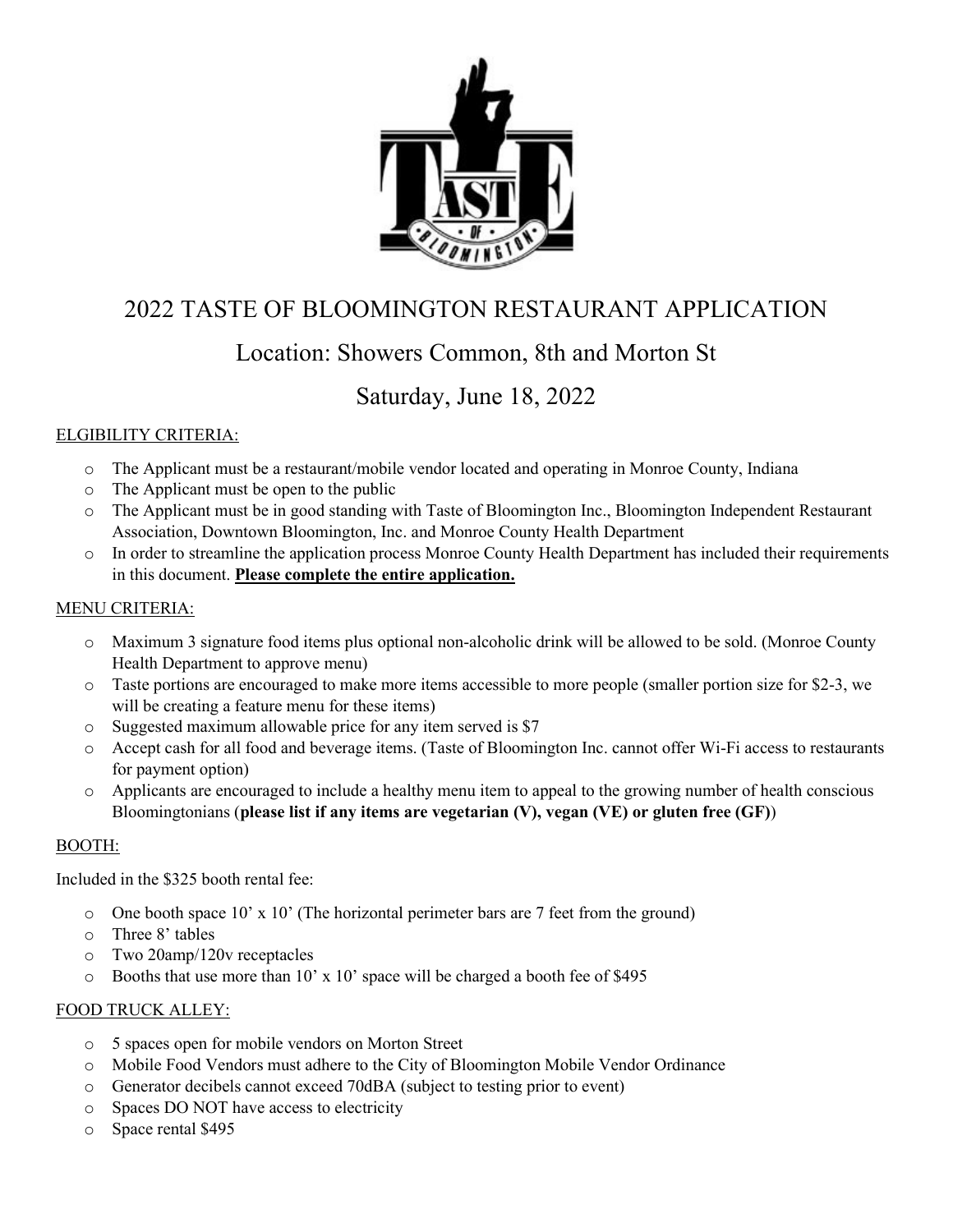# 2022 TASTE OF BLOOMINGTON RESTAURANT APPLICATION

## Location: Showers Common, 8th and Morton St

## Saturday, June 18, 2022

ELGIBILITY CRITERIA:

- The Applicant must be a restaurant/mobile vendor located and operating in Monroe County, Indiana
- The Applicant must be open to the public
- The Applicant must be in good standing with Taste of Bloomington Inc., Bloomington Independent Restaurant Association, Downtown Bloomington, Inc. and Monroe County Health Department
- In order to streamline the application process Monroe County Health Department has included their requirements in this document. **Please complete the entire application.**

MENU CRITERIA:

- Maximum 3 signature food items plus optional non-alcoholic drink will be allowed to be sold. (Monroe County Health Department to approve menu)
- Taste portions are encouraged to make more items accessible to more people (smaller portion size for $2-3, we will be creating a feature menu for these items)
- Suggested maximum allowable price for any item served is $7
- Accept cash for all food and beverage items. (Taste of Bloomington Inc. cannot offer Wi-Fi access to restaurants for payment option)
- Applicants are encouraged to include a healthy menu item to appeal to the growing number of health conscious Bloomingtonians (**please list if any items are vegetarian (V), vegan (VE) or gluten free (GF)**)

BOOTH:

Included in the $325 booth rental fee:

- One booth space 10' x 10' (The horizontal perimeter bars are 7 feet from the ground)
- Three 8' tables
- Two 20amp/120v receptacles
- Booths that use more than 10' x 10' space will be charged a booth fee of $495

FOOD TRUCK ALLEY:

- 5 spaces open for mobile vendors on Morton Street
- Mobile Food Vendors must adhere to the City of Bloomington Mobile Vendor Ordinance
- Generator decibels cannot exceed 70dBA (subject to testing prior to event)
- Spaces DO NOT have access to electricity
- Space rental $495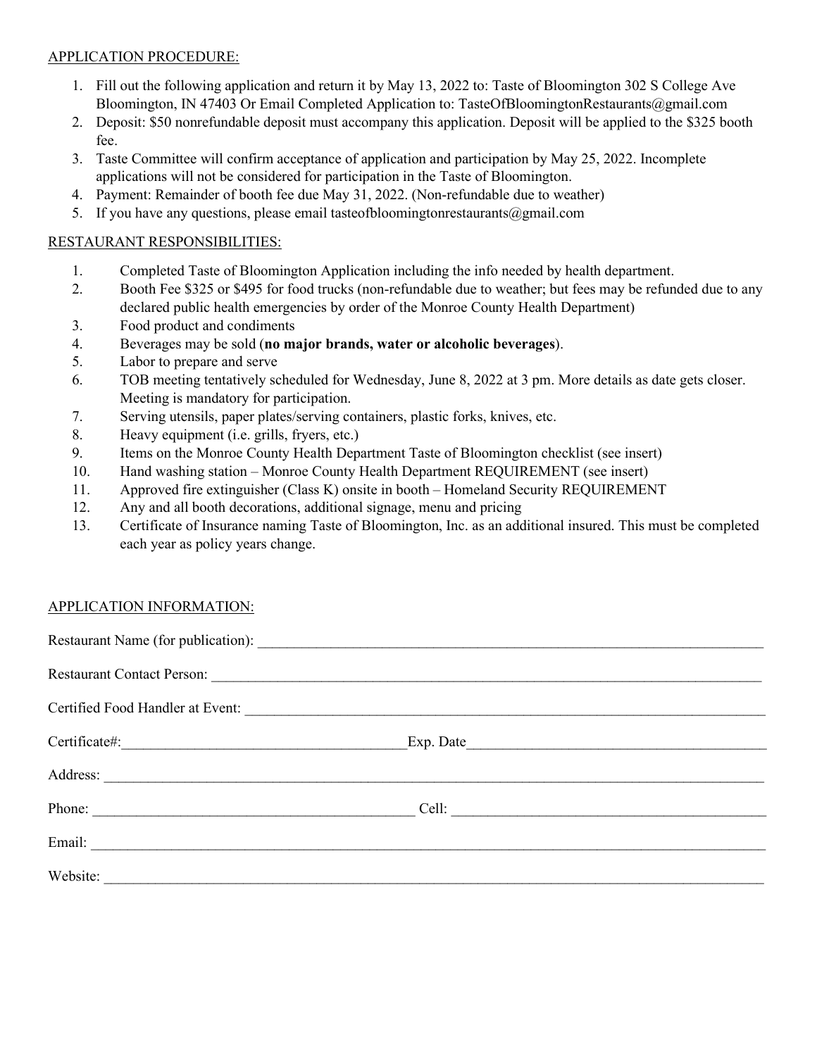APPLICATION PROCEDURE:

1. Fill out the following application and return it by May 13, 2022 to: Taste of Bloomington 302 S College Ave Bloomington, IN 47403 Or Email Completed Application to: TasteOfBloomingtonRestaurants@gmail.com
2. Deposit: $50 nonrefundable deposit must accompany this application. Deposit will be applied to the $325 booth fee.
3. Taste Committee will confirm acceptance of application and participation by May 25, 2022. Incomplete applications will not be considered for participation in the Taste of Bloomington.
4. Payment: Remainder of booth fee due May 31, 2022. (Non-refundable due to weather)
5. If you have any questions, please email tasteofbloomingtonrestaurants@gmail.com

RESTAURANT RESPONSIBILITIES:

1. Completed Taste of Bloomington Application including the info needed by health department.
2. Booth Fee $325 or $495 for food trucks (non-refundable due to weather; but fees may be refunded due to any declared public health emergencies by order of the Monroe County Health Department)
3. Food product and condiments
4. Beverages may be sold (**no major brands, water or alcoholic beverages**).
5. Labor to prepare and serve
6. TOB meeting tentatively scheduled for Wednesday, June 8, 2022 at 3 pm. More details as date gets closer. Meeting is mandatory for participation.
7. Serving utensils, paper plates/serving containers, plastic forks, knives, etc.
8. Heavy equipment (i.e. grills, fryers, etc.)
9. Items on the Monroe County Health Department Taste of Bloomington checklist (see insert)
10. Hand washing station – Monroe County Health Department REQUIREMENT (see insert)
11. Approved fire extinguisher (Class K) onsite in booth – Homeland Security REQUIREMENT
12. Any and all booth decorations, additional signage, menu and pricing
13. Certificate of Insurance naming Taste of Bloomington, Inc. as an additional insured. This must be completed each year as policy years change.

APPLICATION INFORMATION:

Restaurant Name (for publication): ______________________________

Restaurant Contact Person: ______________________________

Certified Food Handler at Event: ______________________________

Certificate#: ______________________________ Exp. Date ______________________________

Address: ______________________________

Phone: ______________________________ Cell: ______________________________

Email: ______________________________

Website: ______________________________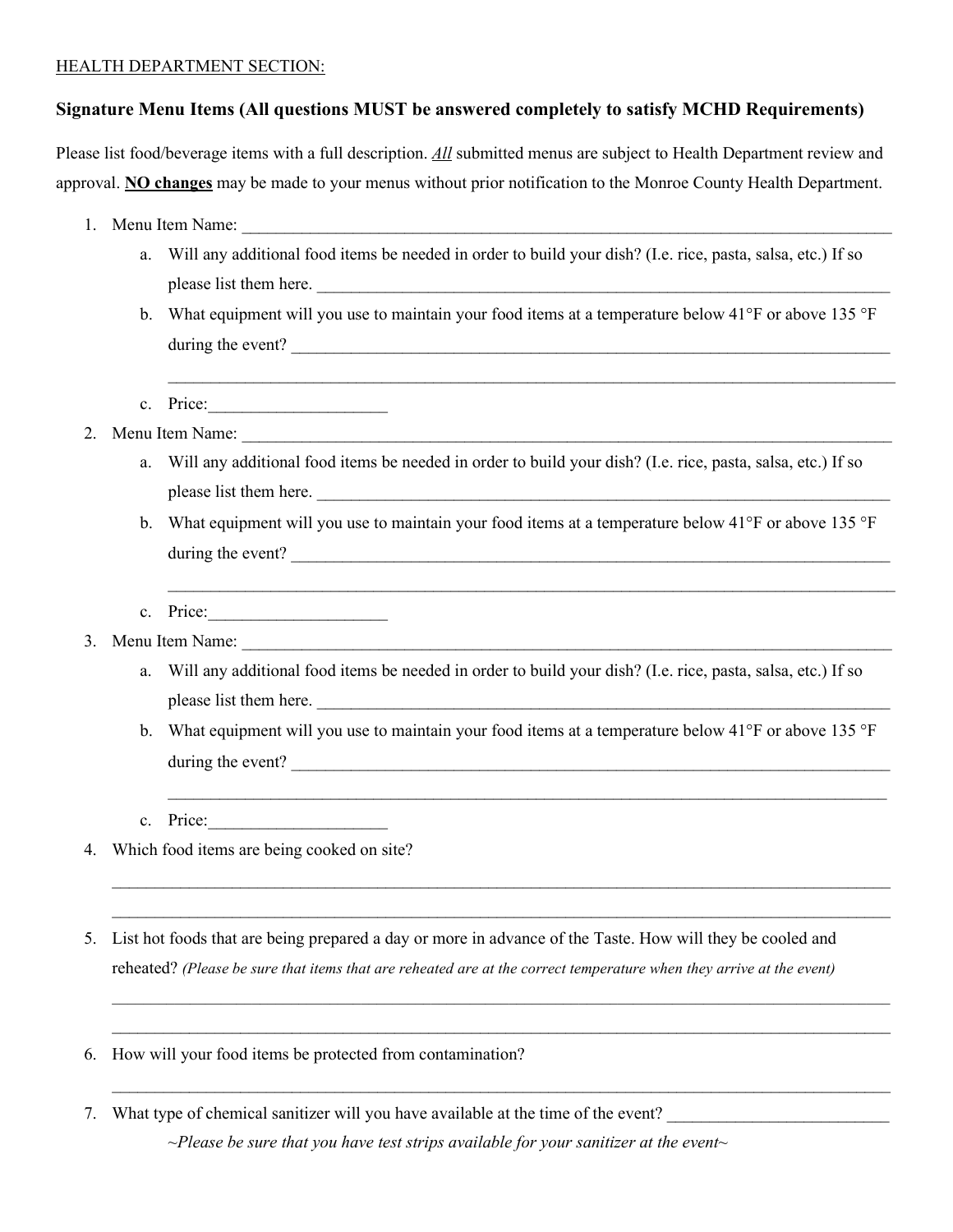HEALTH DEPARTMENT SECTION:

**Signature Menu Items (All questions MUST be answered completely to satisfy MCHD Requirements)**

Please list food/beverage items with a full description. ***All*** submitted menus are subject to Health Department review and approval. **NO changes** may be made to your menus without prior notification to the Monroe County Health Department.

1. Menu Item Name: ______________________________________________________________________________
   a. Will any additional food items be needed in order to build your dish? (I.e. rice, pasta, salsa, etc.) If so please list them here. ______________________________________________________________________
   b. What equipment will you use to maintain your food items at a temperature below 41°F or above 135 °F during the event? ___________________________________________________________________________

      ______________________________________________________________________________________
   c. Price:_____________________
2. Menu Item Name: ______________________________________________________________________________
   a. Will any additional food items be needed in order to build your dish? (I.e. rice, pasta, salsa, etc.) If so please list them here. ______________________________________________________________________
   b. What equipment will you use to maintain your food items at a temperature below 41°F or above 135 °F during the event? ___________________________________________________________________________

      ______________________________________________________________________________________
   c. Price:_____________________
3. Menu Item Name: ______________________________________________________________________________
   a. Will any additional food items be needed in order to build your dish? (I.e. rice, pasta, salsa, etc.) If so please list them here. ______________________________________________________________________
   b. What equipment will you use to maintain your food items at a temperature below 41°F or above 135 °F during the event? ___________________________________________________________________________

      ______________________________________________________________________________________
   c. Price:_____________________
4. Which food items are being cooked on site?

   ______________________________________________________________________________________________

   ______________________________________________________________________________________________
5. List hot foods that are being prepared a day or more in advance of the Taste. How will they be cooled and reheated? *(Please be sure that items that are reheated are at the correct temperature when they arrive at the event)*

   ______________________________________________________________________________________________

   ______________________________________________________________________________________________
6. How will your food items be protected from contamination?

   ______________________________________________________________________________________________
7. What type of chemical sanitizer will you have available at the time of the event? __________________________

   *~Please be sure that you have test strips available for your sanitizer at the event~*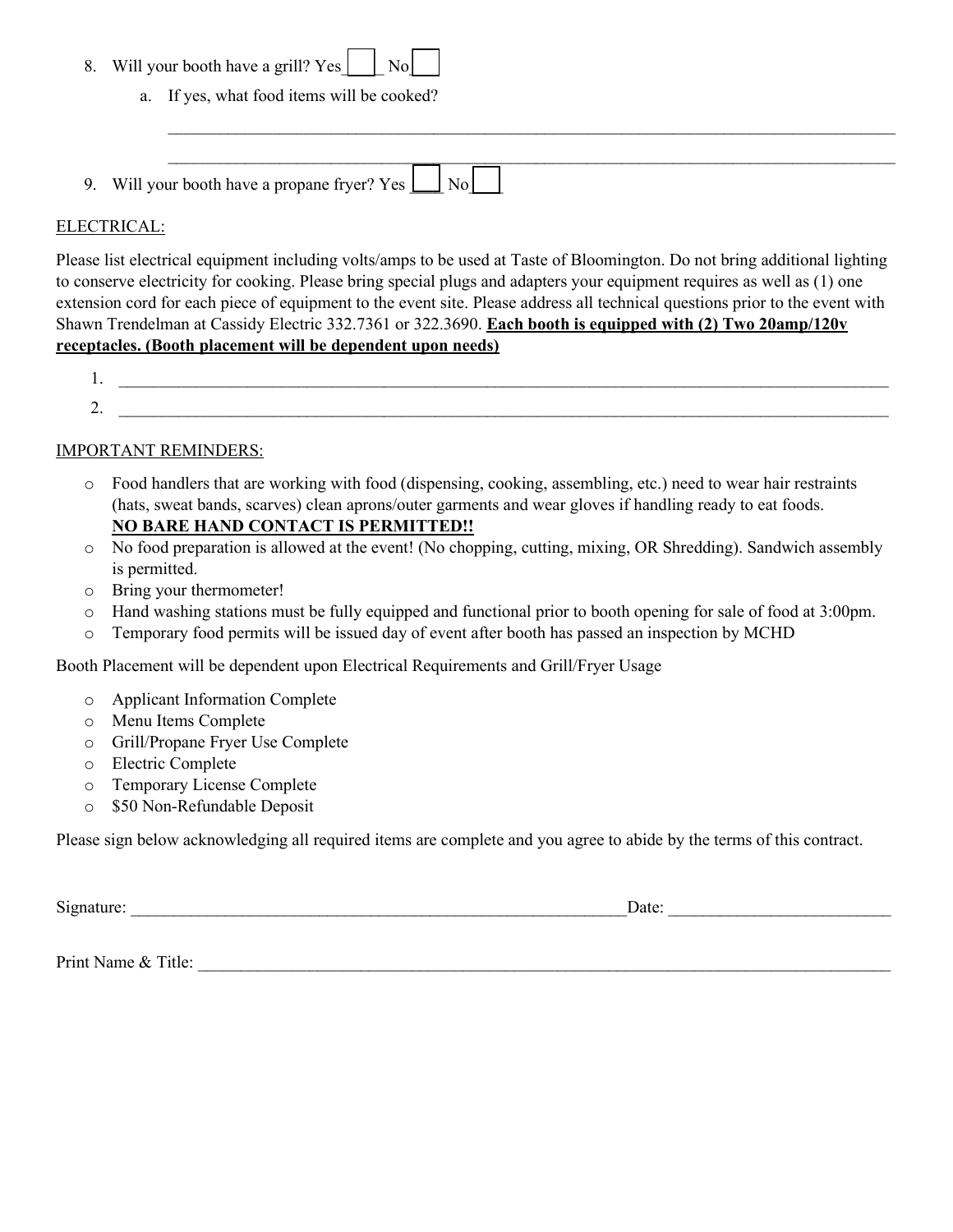8. Will your booth have a grill? Yes ☐ No ☐
    a. If yes, what food items will be cooked?

    _______________________________________________________________________________

    _______________________________________________________________________________

9. Will your booth have a propane fryer? Yes ☐ No ☐

ELECTRICAL:

Please list electrical equipment including volts/amps to be used at Taste of Bloomington. Do not bring additional lighting to conserve electricity for cooking. Please bring special plugs and adapters your equipment requires as well as (1) one extension cord for each piece of equipment to the event site. Please address all technical questions prior to the event with Shawn Trendelman at Cassidy Electric 332.7361 or 322.3690. **Each booth is equipped with (2) Two 20amp/120v receptacles. (Booth placement will be dependent upon needs)**

1. _______________________________________________________________________________
2. _______________________________________________________________________________

IMPORTANT REMINDERS:

- Food handlers that are working with food (dispensing, cooking, assembling, etc.) need to wear hair restraints (hats, sweat bands, scarves) clean aprons/outer garments and wear gloves if handling ready to eat foods. **NO BARE HAND CONTACT IS PERMITTED!!**
- No food preparation is allowed at the event! (No chopping, cutting, mixing, OR Shredding). Sandwich assembly is permitted.
- Bring your thermometer!
- Hand washing stations must be fully equipped and functional prior to booth opening for sale of food at 3:00pm.
- Temporary food permits will be issued day of event after booth has passed an inspection by MCHD

Booth Placement will be dependent upon Electrical Requirements and Grill/Fryer Usage

- Applicant Information Complete
- Menu Items Complete
- Grill/Propane Fryer Use Complete
- Electric Complete
- Temporary License Complete
- $50 Non-Refundable Deposit

Please sign below acknowledging all required items are complete and you agree to abide by the terms of this contract.

Signature: _______________________________________________ Date: ______________________

Print Name & Title: _______________________________________________________________________